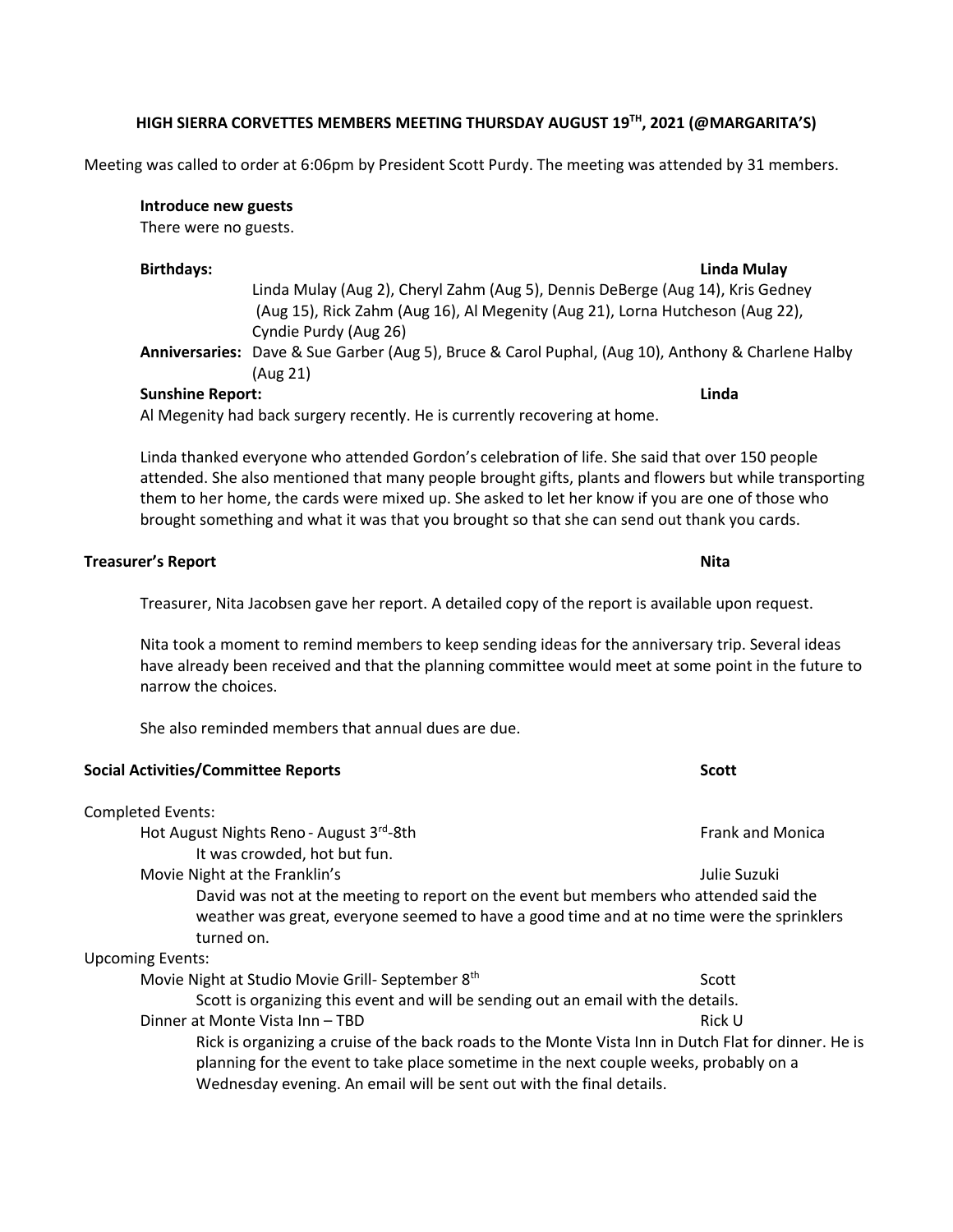# HIGH SIERRA CORVETTES MEMBERS MEETING THURSDAY AUGUST 19TH, 2021 (@MARGARITA'S)

Meeting was called to order at 6:06pm by President Scott Purdy. The meeting was attended by 31 members.

**Introduce new guests**

There were no guests.

**Birthdays:** **Linda Mulay**

Linda Mulay (Aug 2), Cheryl Zahm (Aug 5), Dennis DeBerge (Aug 14), Kris Gedney (Aug 15), Rick Zahm (Aug 16), Al Megenity (Aug 21), Lorna Hutcheson (Aug 22), Cyndie Purdy (Aug 26)

**Anniversaries:** Dave & Sue Garber (Aug 5), Bruce & Carol Puphal, (Aug 10), Anthony & Charlene Halby (Aug 21)

**Sunshine Report:** **Linda**

Al Megenity had back surgery recently. He is currently recovering at home.

Linda thanked everyone who attended Gordon's celebration of life. She said that over 150 people attended. She also mentioned that many people brought gifts, plants and flowers but while transporting them to her home, the cards were mixed up. She asked to let her know if you are one of those who brought something and what it was that you brought so that she can send out thank you cards.

## Treasurer's Report — Nita

Treasurer, Nita Jacobsen gave her report. A detailed copy of the report is available upon request.

Nita took a moment to remind members to keep sending ideas for the anniversary trip. Several ideas have already been received and that the planning committee would meet at some point in the future to narrow the choices.

She also reminded members that annual dues are due.

## Social Activities/Committee Reports — Scott

Completed Events:

- Hot August Nights Reno - August 3rd-8th — Frank and Monica
  - It was crowded, hot but fun.
- Movie Night at the Franklin's — Julie Suzuki
  - David was not at the meeting to report on the event but members who attended said the weather was great, everyone seemed to have a good time and at no time were the sprinklers turned on.

Upcoming Events:

- Movie Night at Studio Movie Grill- September 8th — Scott
  - Scott is organizing this event and will be sending out an email with the details.
- Dinner at Monte Vista Inn – TBD — Rick U
  - Rick is organizing a cruise of the back roads to the Monte Vista Inn in Dutch Flat for dinner. He is planning for the event to take place sometime in the next couple weeks, probably on a Wednesday evening. An email will be sent out with the final details.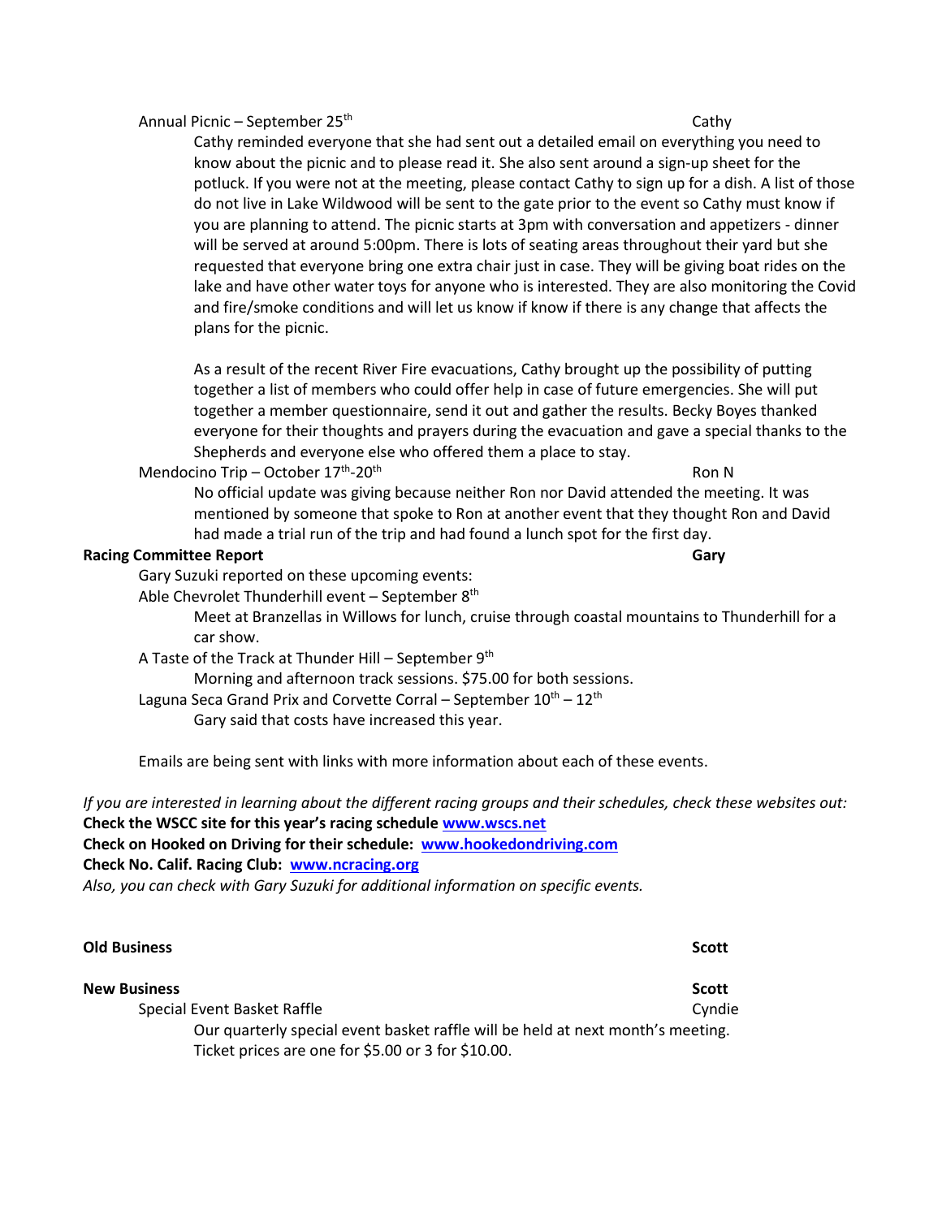Annual Picnic – September 25th — Cathy

Cathy reminded everyone that she had sent out a detailed email on everything you need to know about the picnic and to please read it. She also sent around a sign-up sheet for the potluck. If you were not at the meeting, please contact Cathy to sign up for a dish. A list of those do not live in Lake Wildwood will be sent to the gate prior to the event so Cathy must know if you are planning to attend. The picnic starts at 3pm with conversation and appetizers - dinner will be served at around 5:00pm. There is lots of seating areas throughout their yard but she requested that everyone bring one extra chair just in case. They will be giving boat rides on the lake and have other water toys for anyone who is interested. They are also monitoring the Covid and fire/smoke conditions and will let us know if know if there is any change that affects the plans for the picnic.

As a result of the recent River Fire evacuations, Cathy brought up the possibility of putting together a list of members who could offer help in case of future emergencies. She will put together a member questionnaire, send it out and gather the results. Becky Boyes thanked everyone for their thoughts and prayers during the evacuation and gave a special thanks to the Shepherds and everyone else who offered them a place to stay.

Mendocino Trip – October 17th-20th — Ron N

No official update was giving because neither Ron nor David attended the meeting. It was mentioned by someone that spoke to Ron at another event that they thought Ron and David had made a trial run of the trip and had found a lunch spot for the first day.

**Racing Committee Report** — **Gary**

Gary Suzuki reported on these upcoming events:

Able Chevrolet Thunderhill event – September 8th

Meet at Branzellas in Willows for lunch, cruise through coastal mountains to Thunderhill for a car show.

A Taste of the Track at Thunder Hill – September 9th

Morning and afternoon track sessions. $75.00 for both sessions.

Laguna Seca Grand Prix and Corvette Corral – September 10th – 12th

Gary said that costs have increased this year.

Emails are being sent with links with more information about each of these events.

*If you are interested in learning about the different racing groups and their schedules, check these websites out:*
**Check the WSCC site for this year's racing schedule [www.wscs.net](http://www.wscs.net)**
**Check on Hooked on Driving for their schedule: [www.hookedondriving.com](http://www.hookedondriving.com)**
**Check No. Calif. Racing Club: [www.ncracing.org](http://www.ncracing.org)**
*Also, you can check with Gary Suzuki for additional information on specific events.*

**Old Business** — **Scott**

**New Business** — **Scott**

Special Event Basket Raffle — Cyndie

Our quarterly special event basket raffle will be held at next month's meeting. Ticket prices are one for $5.00 or 3 for $10.00.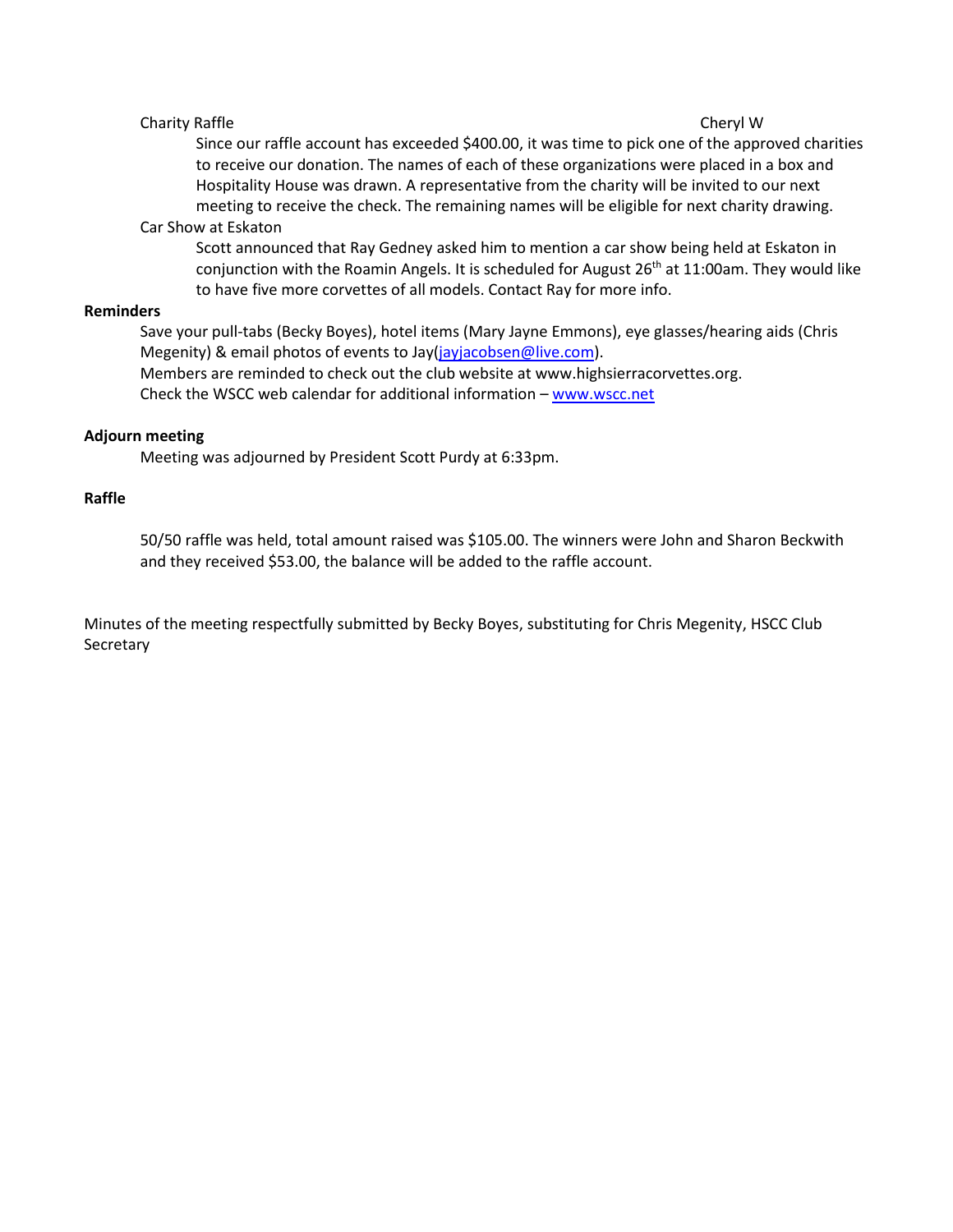Charity Raffle — Cheryl W

Since our raffle account has exceeded $400.00, it was time to pick one of the approved charities to receive our donation. The names of each of these organizations were placed in a box and Hospitality House was drawn. A representative from the charity will be invited to our next meeting to receive the check. The remaining names will be eligible for next charity drawing.

Car Show at Eskaton

Scott announced that Ray Gedney asked him to mention a car show being held at Eskaton in conjunction with the Roamin Angels. It is scheduled for August 26th at 11:00am. They would like to have five more corvettes of all models. Contact Ray for more info.

**Reminders**

Save your pull-tabs (Becky Boyes), hotel items (Mary Jayne Emmons), eye glasses/hearing aids (Chris Megenity) & email photos of events to Jay(jayjacobsen@live.com).

Members are reminded to check out the club website at www.highsierracorvettes.org.

Check the WSCC web calendar for additional information – www.wscc.net

**Adjourn meeting**

Meeting was adjourned by President Scott Purdy at 6:33pm.

**Raffle**

50/50 raffle was held, total amount raised was $105.00. The winners were John and Sharon Beckwith and they received $53.00, the balance will be added to the raffle account.

Minutes of the meeting respectfully submitted by Becky Boyes, substituting for Chris Megenity, HSCC Club Secretary